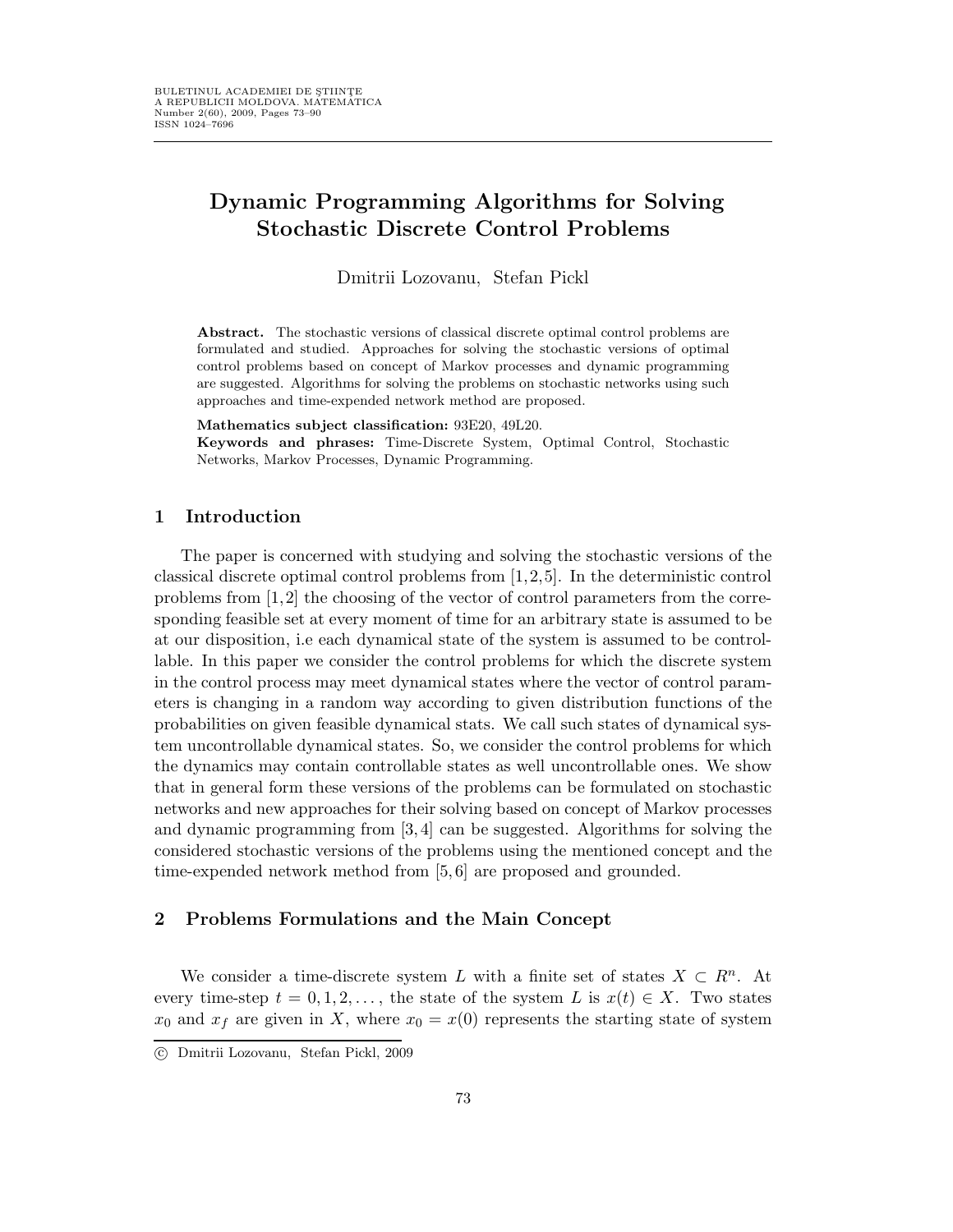# Dynamic Programming Algorithms for Solving Stochastic Discrete Control Problems

Dmitrii Lozovanu, Stefan Pickl

**Abstract.** The stochastic versions of classical discrete optimal control problems are formulated and studied. Approaches for solving the stochastic versions of optimal control problems based on concept of Markov processes and dynamic programming are suggested. Algorithms for solving the problems on stochastic networks using such approaches and time-expended network method are proposed.

**Mathematics subject classification:** 93E20, 49L20.

**Keywords and phrases:** Time-Discrete System, Optimal Control, Stochastic Networks, Markov Processes, Dynamic Programming.

## 1 Introduction

The paper is concerned with studying and solving the stochastic versions of the classical discrete optimal control problems from [1,2,5]. In the deterministic control problems from [1,2] the choosing of the vector of control parameters from the corresponding feasible set at every moment of time for an arbitrary state is assumed to be at our disposition, i.e each dynamical state of the system is assumed to be controllable. In this paper we consider the control problems for which the discrete system in the control process may meet dynamical states where the vector of control parameters is changing in a random way according to given distribution functions of the probabilities on given feasible dynamical stats. We call such states of dynamical system uncontrollable dynamical states. So, we consider the control problems for which the dynamics may contain controllable states as well uncontrollable ones. We show that in general form these versions of the problems can be formulated on stochastic networks and new approaches for their solving based on concept of Markov processes and dynamic programming from [3,4] can be suggested. Algorithms for solving the considered stochastic versions of the problems using the mentioned concept and the time-expended network method from [5,6] are proposed and grounded.

## 2 Problems Formulations and the Main Concept

We consider a time-discrete system $L$ with a finite set of states $X \subset R^n$. At every time-step $t = 0, 1, 2, \ldots,$ the state of the system $L$ is $x(t) \in X$. Two states $x_0$ and $x_f$ are given in $X$, where $x_0 = x(0)$ represents the starting state of system

© Dmitrii Lozovanu, Stefan Pickl, 2009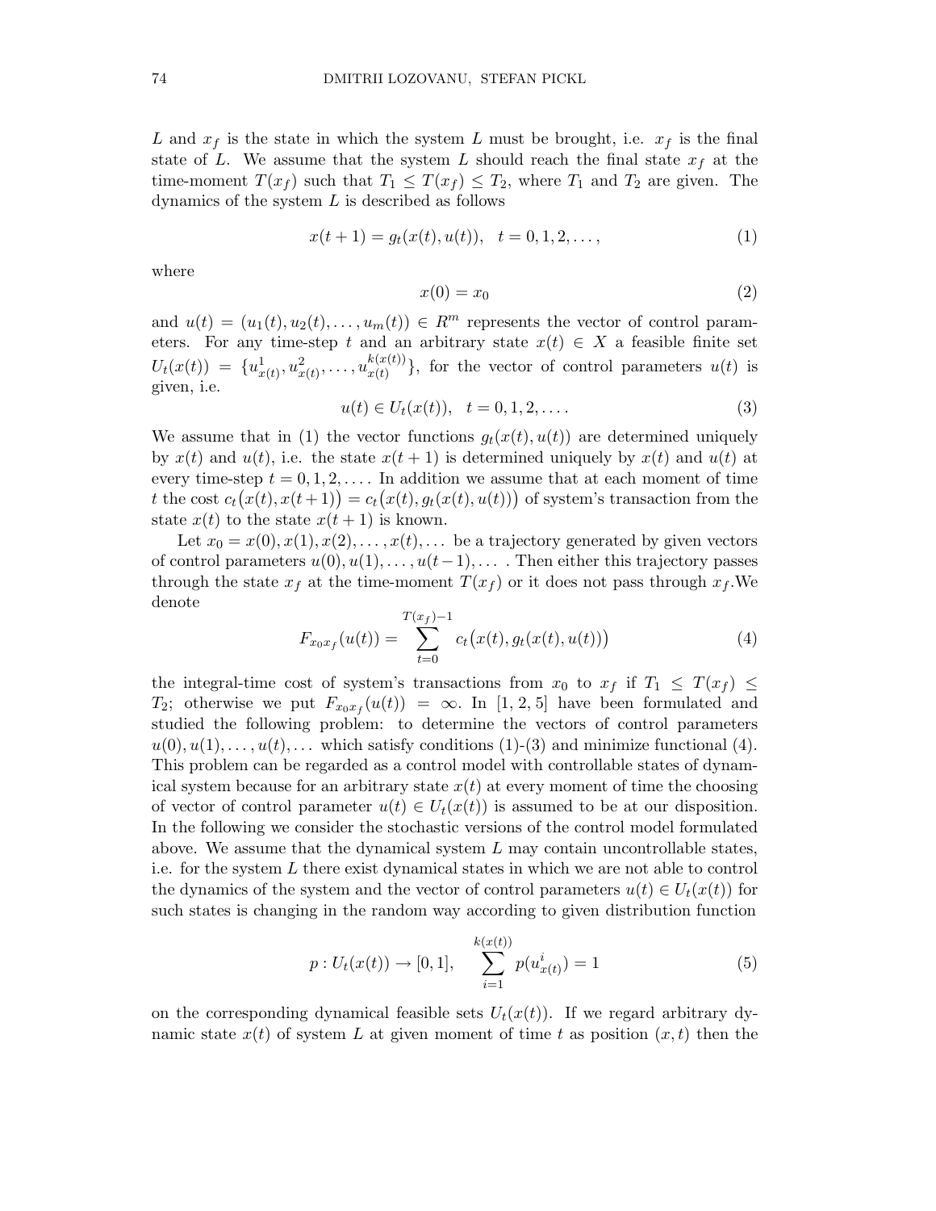$L$ and $x_f$ is the state in which the system $L$ must be brought, i.e. $x_f$ is the final state of $L$. We assume that the system $L$ should reach the final state $x_f$ at the time-moment $T(x_f)$ such that $T_1 \leq T(x_f) \leq T_2$, where $T_1$ and $T_2$ are given. The dynamics of the system $L$ is described as follows

$$x(t+1) = g_t(x(t), u(t)), \quad t = 0, 1, 2, \ldots, \tag{1}$$

where

$$x(0) = x_0 \tag{2}$$

and $u(t) = (u_1(t), u_2(t), \ldots, u_m(t)) \in R^m$ represents the vector of control parameters. For any time-step $t$ and an arbitrary state $x(t) \in X$ a feasible finite set $U_t(x(t)) = \{u^1_{x(t)}, u^2_{x(t)}, \ldots, u^{k(x(t))}_{x(t)}\}$, for the vector of control parameters $u(t)$ is given, i.e.

$$u(t) \in U_t(x(t)), \quad t = 0, 1, 2, \ldots. \tag{3}$$

We assume that in (1) the vector functions $g_t(x(t), u(t))$ are determined uniquely by $x(t)$ and $u(t)$, i.e. the state $x(t+1)$ is determined uniquely by $x(t)$ and $u(t)$ at every time-step $t = 0, 1, 2, \ldots$. In addition we assume that at each moment of time $t$ the cost $c_t\big(x(t), x(t+1)\big) = c_t\big(x(t), g_t(x(t), u(t))\big)$ of system's transaction from the state $x(t)$ to the state $x(t+1)$ is known.

Let $x_0 = x(0), x(1), x(2), \ldots, x(t), \ldots$ be a trajectory generated by given vectors of control parameters $u(0), u(1), \ldots, u(t-1), \ldots$ . Then either this trajectory passes through the state $x_f$ at the time-moment $T(x_f)$ or it does not pass through $x_f$. We denote

$$F_{x_0 x_f}(u(t)) = \sum_{t=0}^{T(x_f)-1} c_t\big(x(t), g_t(x(t), u(t))\big) \tag{4}$$

the integral-time cost of system's transactions from $x_0$ to $x_f$ if $T_1 \leq T(x_f) \leq T_2$; otherwise we put $F_{x_0 x_f}(u(t)) = \infty$. In [1, 2, 5] have been formulated and studied the following problem: to determine the vectors of control parameters $u(0), u(1), \ldots, u(t), \ldots$ which satisfy conditions (1)-(3) and minimize functional (4). This problem can be regarded as a control model with controllable states of dynamical system because for an arbitrary state $x(t)$ at every moment of time the choosing of vector of control parameter $u(t) \in U_t(x(t))$ is assumed to be at our disposition. In the following we consider the stochastic versions of the control model formulated above. We assume that the dynamical system $L$ may contain uncontrollable states, i.e. for the system $L$ there exist dynamical states in which we are not able to control the dynamics of the system and the vector of control parameters $u(t) \in U_t(x(t))$ for such states is changing in the random way according to given distribution function

$$p : U_t(x(t)) \to [0, 1], \quad \sum_{i=1}^{k(x(t))} p(u^i_{x(t)}) = 1 \tag{5}$$

on the corresponding dynamical feasible sets $U_t(x(t))$. If we regard arbitrary dynamic state $x(t)$ of system $L$ at given moment of time $t$ as position $(x, t)$ then the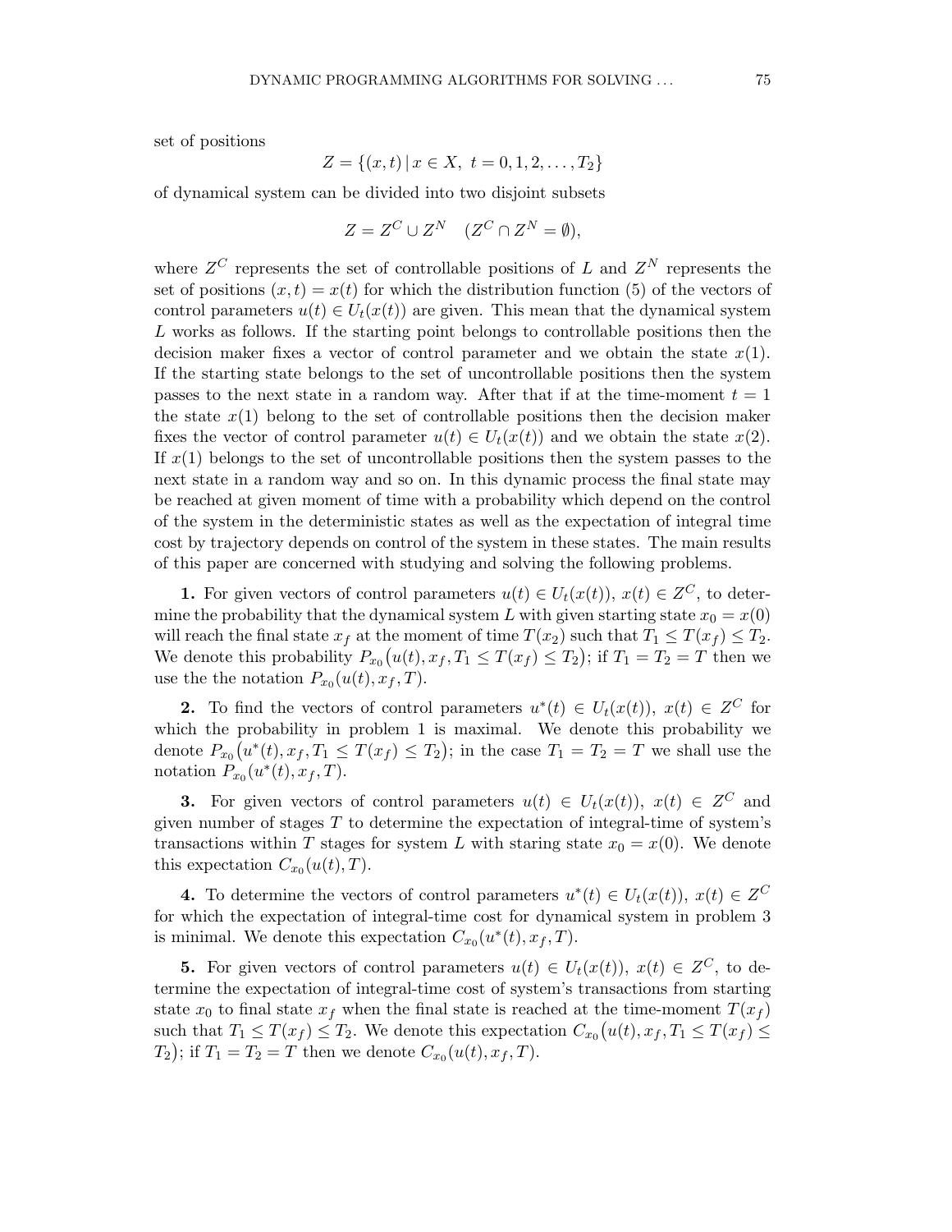set of positions

$$Z = \{(x,t) \,|\, x \in X,\ t = 0,1,2,\ldots,T_2\}$$

of dynamical system can be divided into two disjoint subsets

$$Z = Z^C \cup Z^N \quad (Z^C \cap Z^N = \emptyset),$$

where $Z^C$ represents the set of controllable positions of $L$ and $Z^N$ represents the set of positions $(x,t) = x(t)$ for which the distribution function (5) of the vectors of control parameters $u(t) \in U_t(x(t))$ are given. This mean that the dynamical system $L$ works as follows. If the starting point belongs to controllable positions then the decision maker fixes a vector of control parameter and we obtain the state $x(1)$. If the starting state belongs to the set of uncontrollable positions then the system passes to the next state in a random way. After that if at the time-moment $t = 1$ the state $x(1)$ belong to the set of controllable positions then the decision maker fixes the vector of control parameter $u(t) \in U_t(x(t))$ and we obtain the state $x(2)$. If $x(1)$ belongs to the set of uncontrollable positions then the system passes to the next state in a random way and so on. In this dynamic process the final state may be reached at given moment of time with a probability which depend on the control of the system in the deterministic states as well as the expectation of integral time cost by trajectory depends on control of the system in these states. The main results of this paper are concerned with studying and solving the following problems.

**1.** For given vectors of control parameters $u(t) \in U_t(x(t))$, $x(t) \in Z^C$, to determine the probability that the dynamical system $L$ with given starting state $x_0 = x(0)$ will reach the final state $x_f$ at the moment of time $T(x_2)$ such that $T_1 \le T(x_f) \le T_2$. We denote this probability $P_{x_0}\big(u(t), x_f, T_1 \le T(x_f) \le T_2\big)$; if $T_1 = T_2 = T$ then we use the the notation $P_{x_0}(u(t), x_f, T)$.

**2.** To find the vectors of control parameters $u^*(t) \in U_t(x(t))$, $x(t) \in Z^C$ for which the probability in problem 1 is maximal. We denote this probability we denote $P_{x_0}\big(u^*(t), x_f, T_1 \le T(x_f) \le T_2\big)$; in the case $T_1 = T_2 = T$ we shall use the notation $P_{x_0}(u^*(t), x_f, T)$.

**3.** For given vectors of control parameters $u(t) \in U_t(x(t))$, $x(t) \in Z^C$ and given number of stages $T$ to determine the expectation of integral-time of system's transactions within $T$ stages for system $L$ with staring state $x_0 = x(0)$. We denote this expectation $C_{x_0}(u(t), T)$.

**4.** To determine the vectors of control parameters $u^*(t) \in U_t(x(t))$, $x(t) \in Z^C$ for which the expectation of integral-time cost for dynamical system in problem 3 is minimal. We denote this expectation $C_{x_0}(u^*(t), x_f, T)$.

**5.** For given vectors of control parameters $u(t) \in U_t(x(t))$, $x(t) \in Z^C$, to determine the expectation of integral-time cost of system's transactions from starting state $x_0$ to final state $x_f$ when the final state is reached at the time-moment $T(x_f)$ such that $T_1 \le T(x_f) \le T_2$. We denote this expectation $C_{x_0}\big(u(t), x_f, T_1 \le T(x_f) \le T_2\big)$; if $T_1 = T_2 = T$ then we denote $C_{x_0}(u(t), x_f, T)$.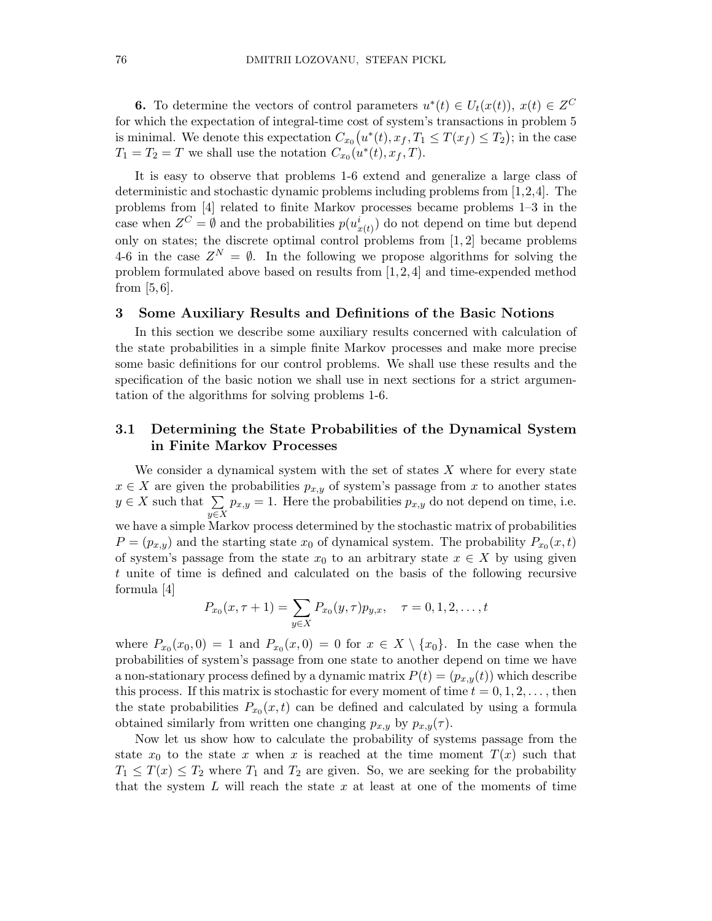**6.** To determine the vectors of control parameters $u^*(t) \in U_t(x(t))$, $x(t) \in Z^C$ for which the expectation of integral-time cost of system's transactions in problem 5 is minimal. We denote this expectation $C_{x_0}\big(u^*(t), x_f, T_1 \leq T(x_f) \leq T_2\big)$; in the case $T_1 = T_2 = T$ we shall use the notation $C_{x_0}(u^*(t), x_f, T)$.

It is easy to observe that problems 1-6 extend and generalize a large class of deterministic and stochastic dynamic problems including problems from [1,2,4]. The problems from [4] related to finite Markov processes became problems 1–3 in the case when $Z^C = \emptyset$ and the probabilities $p(u^i_{x(t)})$ do not depend on time but depend only on states; the discrete optimal control problems from [1, 2] became problems 4-6 in the case $Z^N = \emptyset$. In the following we propose algorithms for solving the problem formulated above based on results from [1, 2, 4] and time-expended method from [5, 6].

## 3 Some Auxiliary Results and Definitions of the Basic Notions

In this section we describe some auxiliary results concerned with calculation of the state probabilities in a simple finite Markov processes and make more precise some basic definitions for our control problems. We shall use these results and the specification of the basic notion we shall use in next sections for a strict argumentation of the algorithms for solving problems 1-6.

### 3.1 Determining the State Probabilities of the Dynamical System in Finite Markov Processes

We consider a dynamical system with the set of states $X$ where for every state $x \in X$ are given the probabilities $p_{x,y}$ of system's passage from $x$ to another states $y \in X$ such that $\sum\limits_{y \in X} p_{x,y} = 1$. Here the probabilities $p_{x,y}$ do not depend on time, i.e. we have a simple Markov process determined by the stochastic matrix of probabilities $P = (p_{x,y})$ and the starting state $x_0$ of dynamical system. The probability $P_{x_0}(x, t)$ of system's passage from the state $x_0$ to an arbitrary state $x \in X$ by using given $t$ unite of time is defined and calculated on the basis of the following recursive formula [4]

$$P_{x_0}(x, \tau + 1) = \sum_{y \in X} P_{x_0}(y, \tau) p_{y,x}, \quad \tau = 0, 1, 2, \ldots, t$$

where $P_{x_0}(x_0, 0) = 1$ and $P_{x_0}(x, 0) = 0$ for $x \in X \setminus \{x_0\}$. In the case when the probabilities of system's passage from one state to another depend on time we have a non-stationary process defined by a dynamic matrix $P(t) = (p_{x,y}(t))$ which describe this process. If this matrix is stochastic for every moment of time $t = 0, 1, 2, \ldots$, then the state probabilities $P_{x_0}(x, t)$ can be defined and calculated by using a formula obtained similarly from written one changing $p_{x,y}$ by $p_{x,y}(\tau)$.

Now let us show how to calculate the probability of systems passage from the state $x_0$ to the state $x$ when $x$ is reached at the time moment $T(x)$ such that $T_1 \leq T(x) \leq T_2$ where $T_1$ and $T_2$ are given. So, we are seeking for the probability that the system $L$ will reach the state $x$ at least at one of the moments of time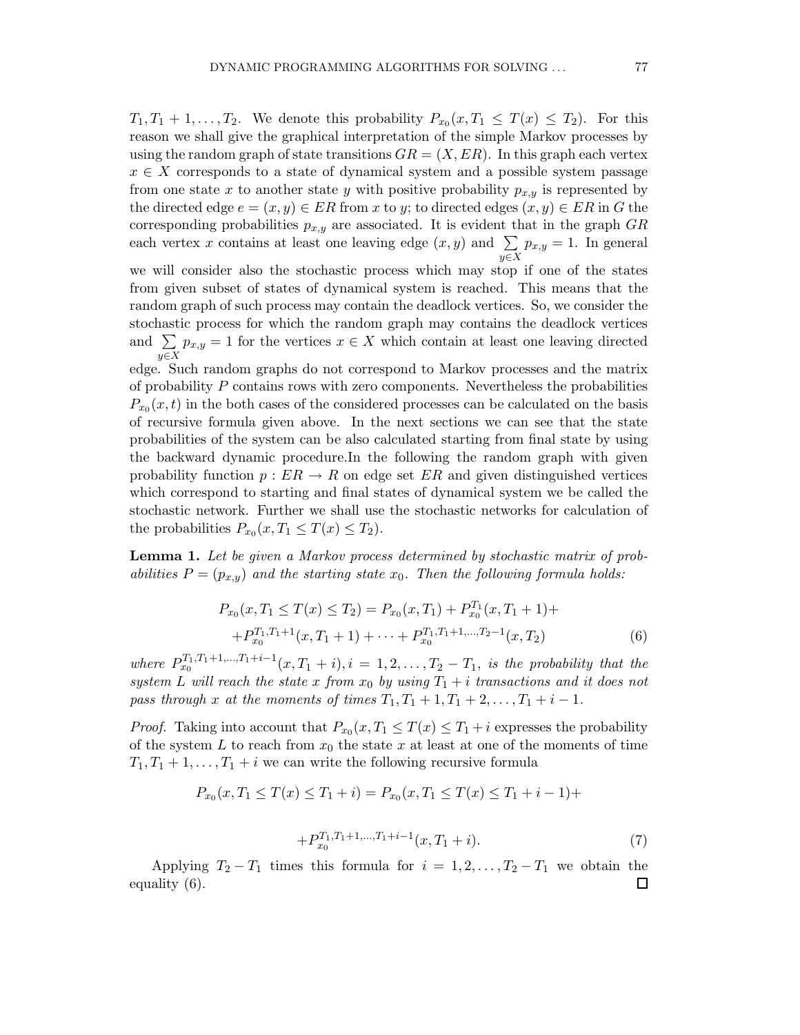$T_1, T_1 + 1, \dots, T_2$. We denote this probability $P_{x_0}(x, T_1 \le T(x) \le T_2)$. For this reason we shall give the graphical interpretation of the simple Markov processes by using the random graph of state transitions $GR = (X, ER)$. In this graph each vertex $x \in X$ corresponds to a state of dynamical system and a possible system passage from one state $x$ to another state $y$ with positive probability $p_{x,y}$ is represented by the directed edge $e = (x, y) \in ER$ from $x$ to $y$; to directed edges $(x, y) \in ER$ in $G$ the corresponding probabilities $p_{x,y}$ are associated. It is evident that in the graph $GR$ each vertex $x$ contains at least one leaving edge $(x, y)$ and $\sum_{y \in X} p_{x,y} = 1$. In general we will consider also the stochastic process which may stop if one of the states from given subset of states of dynamical system is reached. This means that the random graph of such process may contain the deadlock vertices. So, we consider the stochastic process for which the random graph may contains the deadlock vertices and $\sum_{y \in X} p_{x,y} = 1$ for the vertices $x \in X$ which contain at least one leaving directed edge. Such random graphs do not correspond to Markov processes and the matrix of probability $P$ contains rows with zero components. Nevertheless the probabilities $P_{x_0}(x, t)$ in the both cases of the considered processes can be calculated on the basis of recursive formula given above. In the next sections we can see that the state probabilities of the system can be also calculated starting from final state by using the backward dynamic procedure.In the following the random graph with given probability function $p : ER \to R$ on edge set $ER$ and given distinguished vertices which correspond to starting and final states of dynamical system we be called the stochastic network. Further we shall use the stochastic networks for calculation of the probabilities $P_{x_0}(x, T_1 \le T(x) \le T_2)$.

**Lemma 1.** *Let be given a Markov process determined by stochastic matrix of probabilities $P = (p_{x,y})$ and the starting state $x_0$. Then the following formula holds:*

$$
\begin{aligned}
P_{x_0}(x, T_1 \le T(x) \le T_2) = P_{x_0}(x, T_1) + P_{x_0}^{T_1}(x, T_1 + 1) + \\
+ P_{x_0}^{T_1, T_1+1}(x, T_1 + 1) + \dots + P_{x_0}^{T_1, T_1+1, \dots, T_2-1}(x, T_2)
\end{aligned}
\tag{6}
$$

*where $P_{x_0}^{T_1, T_1+1, \dots, T_1+i-1}(x, T_1 + i), i = 1, 2, \dots, T_2 - T_1$, is the probability that the system $L$ will reach the state $x$ from $x_0$ by using $T_1 + i$ transactions and it does not pass through $x$ at the moments of times $T_1, T_1 + 1, T_1 + 2, \dots, T_1 + i - 1$.*

*Proof.* Taking into account that $P_{x_0}(x, T_1 \le T(x) \le T_1 + i$ expresses the probability of the system $L$ to reach from $x_0$ the state $x$ at least at one of the moments of time $T_1, T_1 + 1, \dots, T_1 + i$ we can write the following recursive formula

$$
P_{x_0}(x, T_1 \le T(x) \le T_1 + i) = P_{x_0}(x, T_1 \le T(x) \le T_1 + i - 1) +
$$

$$
+ P_{x_0}^{T_1, T_1+1, \dots, T_1+i-1}(x, T_1 + i). \tag{7}
$$

Applying $T_2 - T_1$ times this formula for $i = 1, 2, \dots, T_2 - T_1$ we obtain the equality (6). □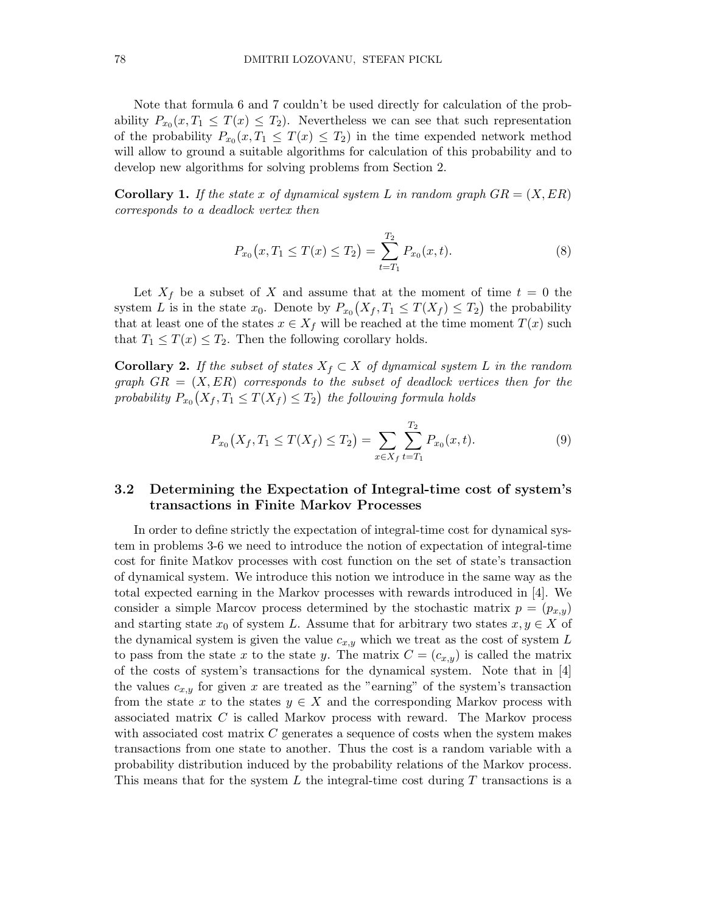Note that formula 6 and 7 couldn't be used directly for calculation of the probability $P_{x_0}(x, T_1 \leq T(x) \leq T_2)$. Nevertheless we can see that such representation of the probability $P_{x_0}(x, T_1 \leq T(x) \leq T_2)$ in the time expended network method will allow to ground a suitable algorithms for calculation of this probability and to develop new algorithms for solving problems from Section 2.

**Corollary 1.** *If the state $x$ of dynamical system $L$ in random graph $GR = (X, ER)$ corresponds to a deadlock vertex then*

$$P_{x_0}\big(x, T_1 \leq T(x) \leq T_2\big) = \sum_{t=T_1}^{T_2} P_{x_0}(x, t). \tag{8}$$

Let $X_f$ be a subset of $X$ and assume that at the moment of time $t = 0$ the system $L$ is in the state $x_0$. Denote by $P_{x_0}\big(X_f, T_1 \leq T(X_f) \leq T_2\big)$ the probability that at least one of the states $x \in X_f$ will be reached at the time moment $T(x)$ such that $T_1 \leq T(x) \leq T_2$. Then the following corollary holds.

**Corollary 2.** *If the subset of states $X_f \subset X$ of dynamical system $L$ in the random graph $GR = (X, ER)$ corresponds to the subset of deadlock vertices then for the probability $P_{x_0}\big(X_f, T_1 \leq T(X_f) \leq T_2\big)$ the following formula holds*

$$P_{x_0}\big(X_f, T_1 \leq T(X_f) \leq T_2\big) = \sum_{x \in X_f} \sum_{t=T_1}^{T_2} P_{x_0}(x, t). \tag{9}$$

## 3.2 Determining the Expectation of Integral-time cost of system's transactions in Finite Markov Processes

In order to define strictly the expectation of integral-time cost for dynamical system in problems 3-6 we need to introduce the notion of expectation of integral-time cost for finite Matkov processes with cost function on the set of state's transaction of dynamical system. We introduce this notion we introduce in the same way as the total expected earning in the Markov processes with rewards introduced in [4]. We consider a simple Marcov process determined by the stochastic matrix $p = (p_{x,y})$ and starting state $x_0$ of system $L$. Assume that for arbitrary two states $x, y \in X$ of the dynamical system is given the value $c_{x,y}$ which we treat as the cost of system $L$ to pass from the state $x$ to the state $y$. The matrix $C = (c_{x,y})$ is called the matrix of the costs of system's transactions for the dynamical system. Note that in [4] the values $c_{x,y}$ for given $x$ are treated as the "earning" of the system's transaction from the state $x$ to the states $y \in X$ and the corresponding Markov process with associated matrix $C$ is called Markov process with reward. The Markov process with associated cost matrix $C$ generates a sequence of costs when the system makes transactions from one state to another. Thus the cost is a random variable with a probability distribution induced by the probability relations of the Markov process. This means that for the system $L$ the integral-time cost during $T$ transactions is a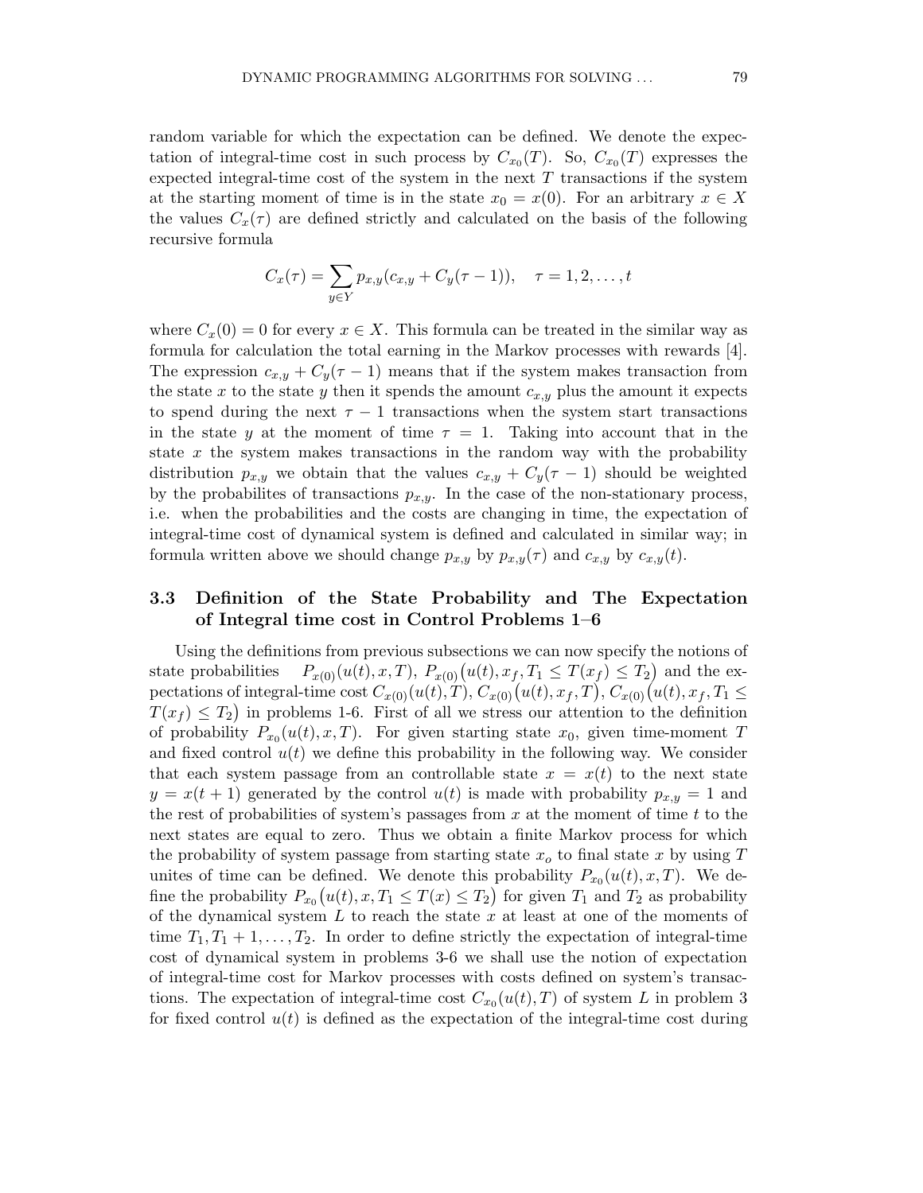random variable for which the expectation can be defined. We denote the expectation of integral-time cost in such process by $C_{x_0}(T)$. So, $C_{x_0}(T)$ expresses the expected integral-time cost of the system in the next $T$ transactions if the system at the starting moment of time is in the state $x_0 = x(0)$. For an arbitrary $x \in X$ the values $C_x(\tau)$ are defined strictly and calculated on the basis of the following recursive formula

$$C_x(\tau) = \sum_{y \in Y} p_{x,y}(c_{x,y} + C_y(\tau - 1)), \quad \tau = 1, 2, \dots, t$$

where $C_x(0) = 0$ for every $x \in X$. This formula can be treated in the similar way as formula for calculation the total earning in the Markov processes with rewards [4]. The expression $c_{x,y} + C_y(\tau - 1)$ means that if the system makes transaction from the state $x$ to the state $y$ then it spends the amount $c_{x,y}$ plus the amount it expects to spend during the next $\tau - 1$ transactions when the system start transactions in the state $y$ at the moment of time $\tau = 1$. Taking into account that in the state $x$ the system makes transactions in the random way with the probability distribution $p_{x,y}$ we obtain that the values $c_{x,y} + C_y(\tau - 1)$ should be weighted by the probabilites of transactions $p_{x,y}$. In the case of the non-stationary process, i.e. when the probabilities and the costs are changing in time, the expectation of integral-time cost of dynamical system is defined and calculated in similar way; in formula written above we should change $p_{x,y}$ by $p_{x,y}(\tau)$ and $c_{x,y}$ by $c_{x,y}(t)$.

### 3.3 Definition of the State Probability and The Expectation of Integral time cost in Control Problems 1–6

Using the definitions from previous subsections we can now specify the notions of state probabilities $P_{x(0)}(u(t), x, T)$, $P_{x(0)}\big(u(t), x_f, T_1 \leq T(x_f) \leq T_2\big)$ and the expectations of integral-time cost $C_{x(0)}(u(t), T)$, $C_{x(0)}\big(u(t), x_f, T\big)$, $C_{x(0)}\big(u(t), x_f, T_1 \leq T(x_f) \leq T_2\big)$ in problems 1-6. First of all we stress our attention to the definition of probability $P_{x_0}(u(t), x, T)$. For given starting state $x_0$, given time-moment $T$ and fixed control $u(t)$ we define this probability in the following way. We consider that each system passage from an controllable state $x = x(t)$ to the next state $y = x(t+1)$ generated by the control $u(t)$ is made with probability $p_{x,y} = 1$ and the rest of probabilities of system's passages from $x$ at the moment of time $t$ to the next states are equal to zero. Thus we obtain a finite Markov process for which the probability of system passage from starting state $x_o$ to final state $x$ by using $T$ unites of time can be defined. We denote this probability $P_{x_0}(u(t), x, T)$. We define the probability $P_{x_0}\big(u(t), x, T_1 \leq T(x) \leq T_2\big)$ for given $T_1$ and $T_2$ as probability of the dynamical system $L$ to reach the state $x$ at least at one of the moments of time $T_1, T_1 + 1, \dots, T_2$. In order to define strictly the expectation of integral-time cost of dynamical system in problems 3-6 we shall use the notion of expectation of integral-time cost for Markov processes with costs defined on system's transactions. The expectation of integral-time cost $C_{x_0}(u(t), T)$ of system $L$ in problem 3 for fixed control $u(t)$ is defined as the expectation of the integral-time cost during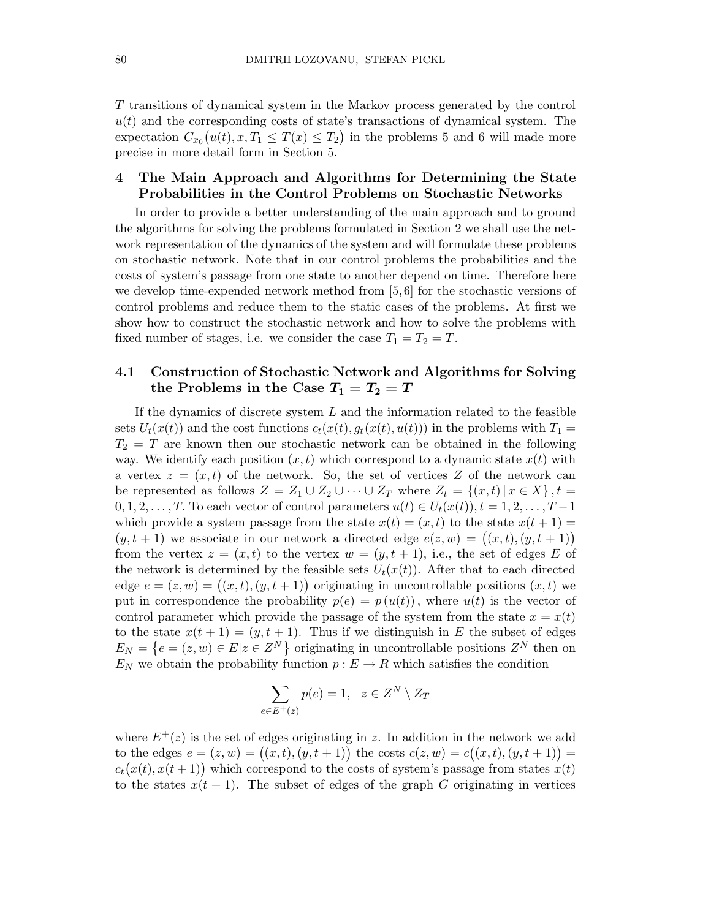$T$ transitions of dynamical system in the Markov process generated by the control $u(t)$ and the corresponding costs of state's transactions of dynamical system. The expectation $C_{x_0}\big(u(t), x, T_1 \le T(x) \le T_2\big)$ in the problems 5 and 6 will made more precise in more detail form in Section 5.

## 4 The Main Approach and Algorithms for Determining the State Probabilities in the Control Problems on Stochastic Networks

In order to provide a better understanding of the main approach and to ground the algorithms for solving the problems formulated in Section 2 we shall use the network representation of the dynamics of the system and will formulate these problems on stochastic network. Note that in our control problems the probabilities and the costs of system's passage from one state to another depend on time. Therefore here we develop time-expended network method from [5,6] for the stochastic versions of control problems and reduce them to the static cases of the problems. At first we show how to construct the stochastic network and how to solve the problems with fixed number of stages, i.e. we consider the case $T_1 = T_2 = T$.

### 4.1 Construction of Stochastic Network and Algorithms for Solving the Problems in the Case $T_1 = T_2 = T$

If the dynamics of discrete system $L$ and the information related to the feasible sets $U_t(x(t))$ and the cost functions $c_t(x(t), g_t(x(t), u(t)))$ in the problems with $T_1 = T_2 = T$ are known then our stochastic network can be obtained in the following way. We identify each position $(x,t)$ which correspond to a dynamic state $x(t)$ with a vertex $z = (x,t)$ of the network. So, the set of vertices $Z$ of the network can be represented as follows $Z = Z_1 \cup Z_2 \cup \cdots \cup Z_T$ where $Z_t = \{(x,t)\,|\, x \in X\}, t = 0,1,2,\dots,T$. To each vector of control parameters $u(t) \in U_t(x(t)), t = 1,2,\dots,T-1$ which provide a system passage from the state $x(t) = (x,t)$ to the state $x(t+1) = (y,t+1)$ we associate in our network a directed edge $e(z,w) = \big((x,t),(y,t+1)\big)$ from the vertex $z = (x,t)$ to the vertex $w = (y,t+1)$, i.e., the set of edges $E$ of the network is determined by the feasible sets $U_t(x(t))$. After that to each directed edge $e = (z,w) = \big((x,t),(y,t+1)\big)$ originating in uncontrollable positions $(x,t)$ we put in correspondence the probability $p(e) = p\,(u(t))$, where $u(t)$ is the vector of control parameter which provide the passage of the system from the state $x = x(t)$ to the state $x(t+1) = (y,t+1)$. Thus if we distinguish in $E$ the subset of edges $E_N = \left\{e = (z,w) \in E | z \in Z^N\right\}$ originating in uncontrollable positions $Z^N$ then on $E_N$ we obtain the probability function $p : E \to R$ which satisfies the condition

$$\sum_{e \in E^+(z)} p(e) = 1, \quad z \in Z^N \setminus Z_T$$

where $E^+(z)$ is the set of edges originating in $z$. In addition in the network we add to the edges $e = (z,w) = \big((x,t),(y,t+1)\big)$ the costs $c(z,w) = c\big((x,t),(y,t+1)\big) = c_t\big(x(t), x(t+1)\big)$ which correspond to the costs of system's passage from states $x(t)$ to the states $x(t+1)$. The subset of edges of the graph $G$ originating in vertices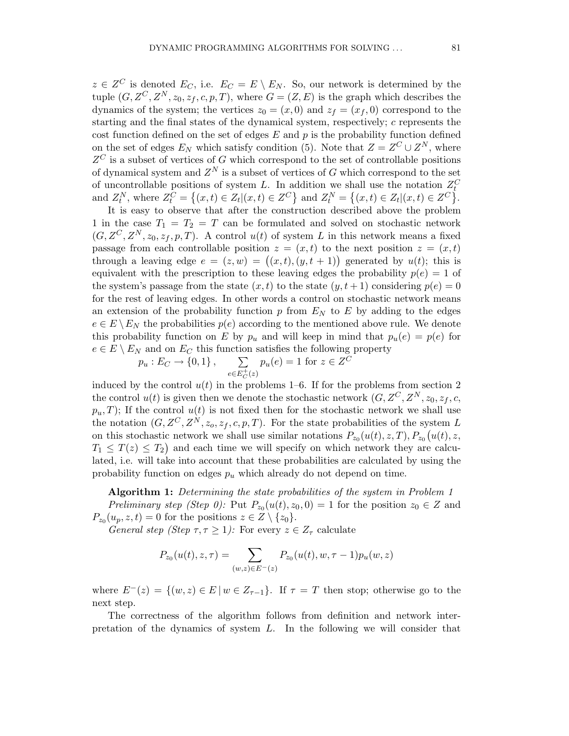$z \in Z^C$ is denoted $E_C$, i.e. $E_C = E \setminus E_N$. So, our network is determined by the tuple $(G, Z^C, Z^N, z_0, z_f, c, p, T)$, where $G = (Z, E)$ is the graph which describes the dynamics of the system; the vertices $z_0 = (x, 0)$ and $z_f = (x_f, 0)$ correspond to the starting and the final states of the dynamical system, respectively; $c$ represents the cost function defined on the set of edges $E$ and $p$ is the probability function defined on the set of edges $E_N$ which satisfy condition (5). Note that $Z = Z^C \cup Z^N$, where $Z^C$ is a subset of vertices of $G$ which correspond to the set of controllable positions of dynamical system and $Z^N$ is a subset of vertices of $G$ which correspond to the set of uncontrollable positions of system $L$. In addition we shall use the notation $Z_t^C$ and $Z_t^N$, where $Z_t^C = \{(x,t) \in Z_t | (x,t) \in Z^C\}$ and $Z_t^N = \{(x,t) \in Z_t | (x,t) \in Z^C\}$.

It is easy to observe that after the construction described above the problem 1 in the case $T_1 = T_2 = T$ can be formulated and solved on stochastic network $(G, Z^C, Z^N, z_0, z_f, p, T)$. A control $u(t)$ of system $L$ in this network means a fixed passage from each controllable position $z = (x,t)$ to the next position $z = (x,t)$ through a leaving edge $e = (z, w) = \big((x,t),(y,t+1)\big)$ generated by $u(t)$; this is equivalent with the prescription to these leaving edges the probability $p(e) = 1$ of the system's passage from the state $(x,t)$ to the state $(y, t+1)$ considering $p(e) = 0$ for the rest of leaving edges. In other words a control on stochastic network means an extension of the probability function $p$ from $E_N$ to $E$ by adding to the edges $e \in E \setminus E_N$ the probabilities $p(e)$ according to the mentioned above rule. We denote this probability function on $E$ by $p_u$ and will keep in mind that $p_u(e) = p(e)$ for $e \in E \setminus E_N$ and on $E_C$ this function satisfies the following property

$$p_u : E_C \to \{0, 1\}\,, \qquad \sum_{e \in E_C^+(z)} p_u(e) = 1 \text{ for } z \in Z^C$$

induced by the control $u(t)$ in the problems 1–6. If for the problems from section 2 the control $u(t)$ is given then we denote the stochastic network $(G, Z^C, Z^N, z_0, z_f, c, p_u, T)$; If the control $u(t)$ is not fixed then for the stochastic network we shall use the notation $(G, Z^C, Z^N, z_o, z_f, c, p, T)$. For the state probabilities of the system $L$ on this stochastic network we shall use similar notations $P_{z_0}(u(t), z, T), P_{z_0}\big(u(t), z, T_1 \le T(z) \le T_2\big)$ and each time we will specify on which network they are calculated, i.e. will take into account that these probabilities are calculated by using the probability function on edges $p_u$ which already do not depend on time.

**Algorithm 1:** *Determining the state probabilities of the system in Problem 1*

*Preliminary step (Step 0):* Put $P_{z_0}(u(t), z_0, 0) = 1$ for the position $z_0 \in Z$ and $P_{z_0}(u_p, z, t) = 0$ for the positions $z \in Z \setminus \{z_0\}$.

*General step (Step $\tau, \tau \ge 1$):* For every $z \in Z_\tau$ calculate

$$P_{z_0}(u(t), z, \tau) = \sum_{(w,z) \in E^-(z)} P_{z_0}(u(t), w, \tau - 1) p_u(w, z)$$

where $E^-(z) = \{(w,z) \in E \,|\, w \in Z_{\tau-1}\}$. If $\tau = T$ then stop; otherwise go to the next step.

The correctness of the algorithm follows from definition and network interpretation of the dynamics of system $L$. In the following we will consider that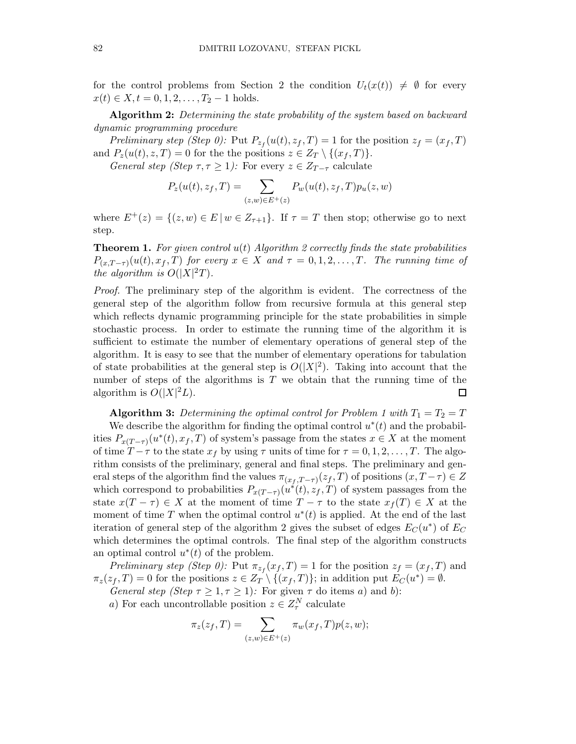for the control problems from Section 2 the condition $U_t(x(t)) \neq \emptyset$ for every $x(t) \in X, t = 0, 1, 2, \dots, T_2 - 1$ holds.

**Algorithm 2:** *Determining the state probability of the system based on backward dynamic programming procedure*

*Preliminary step (Step 0):* Put $P_{z_f}(u(t), z_f, T) = 1$ for the position $z_f = (x_f, T)$ and $P_z(u(t), z, T) = 0$ for the the positions $z \in Z_T \setminus \{(x_f, T)\}$.

*General step (Step $\tau, \tau \geq 1$):* For every $z \in Z_{T-\tau}$ calculate

$$P_z(u(t), z_f, T) = \sum_{(z,w) \in E^+(z)} P_w(u(t), z_f, T) p_u(z, w)$$

where $E^+(z) = \{(z, w) \in E \,|\, w \in Z_{\tau+1}\}$. If $\tau = T$ then stop; otherwise go to next step.

**Theorem 1.** *For given control $u(t)$ Algorithm 2 correctly finds the state probabilities $P_{(x,T-\tau)}(u(t), x_f, T)$ for every $x \in X$ and $\tau = 0, 1, 2, \dots, T$. The running time of the algorithm is $O(|X|^2 T)$.*

*Proof.* The preliminary step of the algorithm is evident. The correctness of the general step of the algorithm follow from recursive formula at this general step which reflects dynamic programming principle for the state probabilities in simple stochastic process. In order to estimate the running time of the algorithm it is sufficient to estimate the number of elementary operations of general step of the algorithm. It is easy to see that the number of elementary operations for tabulation of state probabilities at the general step is $O(|X|^2)$. Taking into account that the number of steps of the algorithms is $T$ we obtain that the running time of the algorithm is $O(|X|^2 L)$. □

**Algorithm 3:** *Determining the optimal control for Problem 1 with $T_1 = T_2 = T$*

We describe the algorithm for finding the optimal control $u^*(t)$ and the probabilities $P_{x(T-\tau)}(u^*(t), x_f, T)$ of system's passage from the states $x \in X$ at the moment of time $T - \tau$ to the state $x_f$ by using $\tau$ units of time for $\tau = 0, 1, 2, \dots, T$. The algorithm consists of the preliminary, general and final steps. The preliminary and general steps of the algorithm find the values $\pi_{(x_f, T-\tau)}(z_f, T)$ of positions $(x, T - \tau) \in Z$ which correspond to probabilities $P_{x(T-\tau)}(u^*(t), z_f, T)$ of system passages from the state $x(T - \tau) \in X$ at the moment of time $T - \tau$ to the state $x_f(T) \in X$ at the moment of time $T$ when the optimal control $u^*(t)$ is applied. At the end of the last iteration of general step of the algorithm 2 gives the subset of edges $E_C(u^*)$ of $E_C$ which determines the optimal controls. The final step of the algorithm constructs an optimal control $u^*(t)$ of the problem.

*Preliminary step (Step 0):* Put $\pi_{z_f}(x_f, T) = 1$ for the position $z_f = (x_f, T)$ and $\pi_z(z_f, T) = 0$ for the positions $z \in Z_T \setminus \{(x_f, T)\}$; in addition put $E_C(u^*) = \emptyset$.

*General step (Step $\tau \geq 1, \tau \geq 1$):* For given $\tau$ do items $a$) and $b$):

$a$) For each uncontrollable position $z \in Z_\tau^N$ calculate

$$\pi_z(z_f, T) = \sum_{(z,w) \in E^+(z)} \pi_w(x_f, T) p(z, w);$$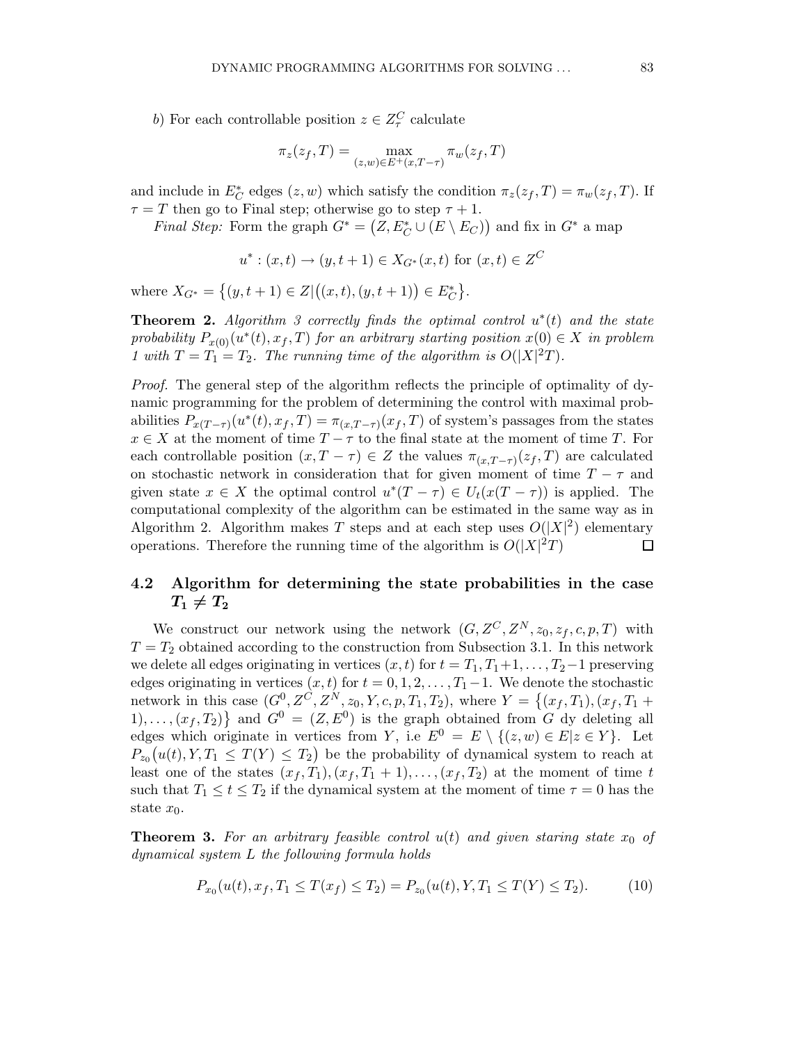*b*) For each controllable position $z \in Z_\tau^C$ calculate

$$\pi_z(z_f, T) = \max_{(z,w)\in E^+(x,T-\tau)} \pi_w(z_f, T)$$

and include in $E_C^*$ edges $(z, w)$ which satisfy the condition $\pi_z(z_f, T) = \pi_w(z_f, T)$. If $\tau = T$ then go to Final step; otherwise go to step $\tau + 1$.

*Final Step:* Form the graph $G^* = \big(Z, E_C^* \cup (E \setminus E_C)\big)$ and fix in $G^*$ a map

$$u^* : (x, t) \to (y, t+1) \in X_{G^*}(x, t) \text{ for } (x, t) \in Z^C$$

where $X_{G^*} = \big\{(y, t+1) \in Z | \big((x, t), (y, t+1)\big) \in E_C^*\big\}$.

**Theorem 2.** *Algorithm 3 correctly finds the optimal control $u^*(t)$ and the state probability $P_{x(0)}(u^*(t), x_f, T)$ for an arbitrary starting position $x(0) \in X$ in problem 1 with $T = T_1 = T_2$. The running time of the algorithm is $O(|X|^2T)$.*

*Proof.* The general step of the algorithm reflects the principle of optimality of dynamic programming for the problem of determining the control with maximal probabilities $P_{x(T-\tau)}(u^*(t), x_f, T) = \pi_{(x,T-\tau)}(x_f, T)$ of system's passages from the states $x \in X$ at the moment of time $T - \tau$ to the final state at the moment of time $T$. For each controllable position $(x, T - \tau) \in Z$ the values $\pi_{(x,T-\tau)}(z_f, T)$ are calculated on stochastic network in consideration that for given moment of time $T - \tau$ and given state $x \in X$ the optimal control $u^*(T - \tau) \in U_t(x(T - \tau))$ is applied. The computational complexity of the algorithm can be estimated in the same way as in Algorithm 2. Algorithm makes $T$ steps and at each step uses $O(|X|^2)$ elementary operations. Therefore the running time of the algorithm is $O(|X|^2T)$ $\square$

## 4.2 Algorithm for determining the state probabilities in the case $T_1 \neq T_2$

We construct our network using the network $(G, Z^C, Z^N, z_0, z_f, c, p, T)$ with $T = T_2$ obtained according to the construction from Subsection 3.1. In this network we delete all edges originating in vertices $(x, t)$ for $t = T_1, T_1+1, \dots, T_2-1$ preserving edges originating in vertices $(x, t)$ for $t = 0, 1, 2, \dots, T_1-1$. We denote the stochastic network in this case $(G^0, Z^C, Z^N, z_0, Y, c, p, T_1, T_2)$, where $Y = \big\{(x_f, T_1), (x_f, T_1 + 1), \dots, (x_f, T_2)\big\}$ and $G^0 = (Z, E^0)$ is the graph obtained from $G$ dy deleting all edges which originate in vertices from $Y$, i.e $E^0 = E \setminus \{(z, w) \in E | z \in Y\}$. Let $P_{z_0}\big(u(t), Y, T_1 \leq T(Y) \leq T_2\big)$ be the probability of dynamical system to reach at least one of the states $(x_f, T_1), (x_f, T_1 + 1), \dots, (x_f, T_2)$ at the moment of time $t$ such that $T_1 \leq t \leq T_2$ if the dynamical system at the moment of time $\tau = 0$ has the state $x_0$.

**Theorem 3.** *For an arbitrary feasible control $u(t)$ and given staring state $x_0$ of dynamical system $L$ the following formula holds*

$$P_{x_0}(u(t), x_f, T_1 \leq T(x_f) \leq T_2) = P_{z_0}(u(t), Y, T_1 \leq T(Y) \leq T_2). \tag{10}$$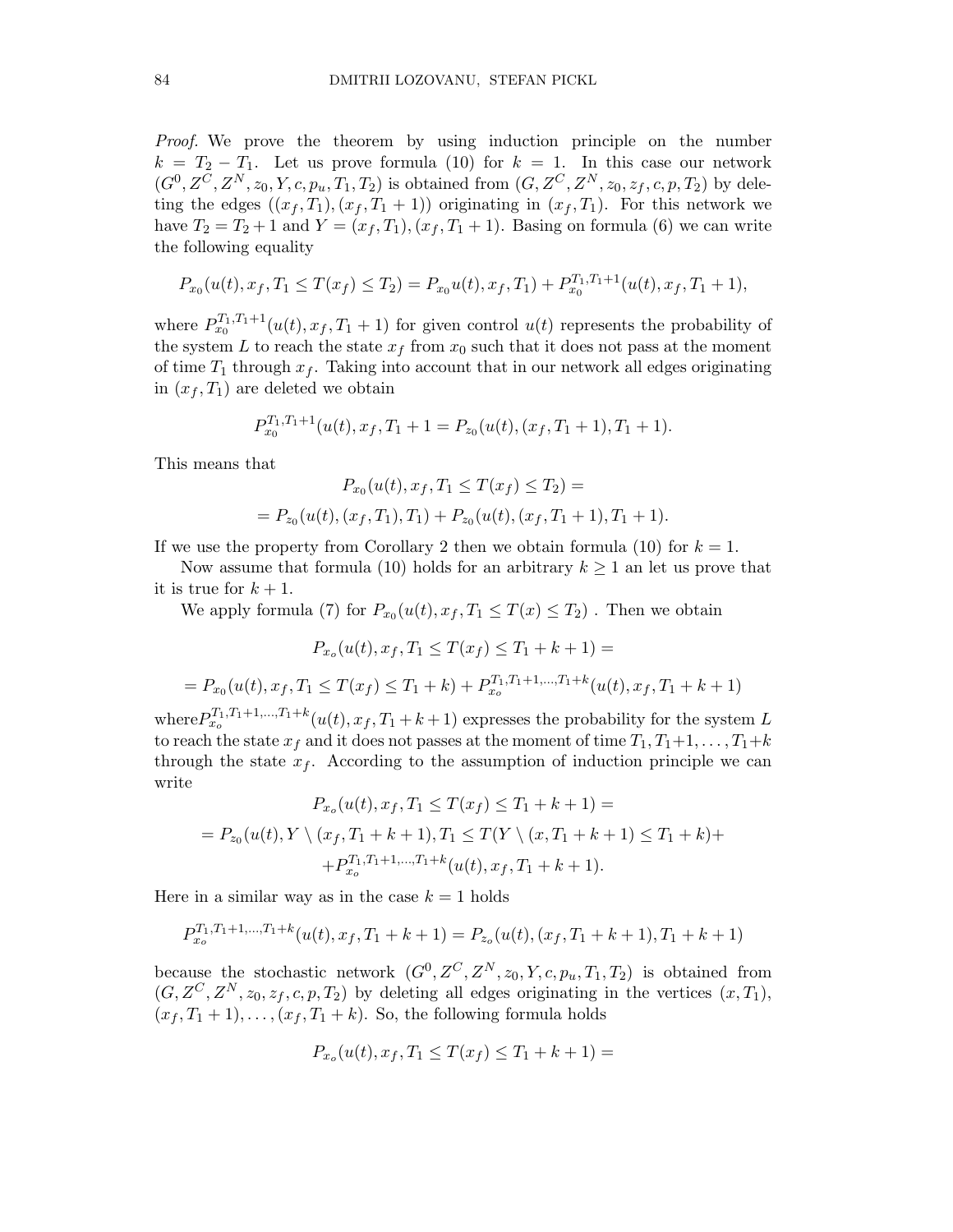*Proof.* We prove the theorem by using induction principle on the number $k = T_2 - T_1$. Let us prove formula (10) for $k = 1$. In this case our network $(G^0, Z^C, Z^N, z_0, Y, c, p_u, T_1, T_2)$ is obtained from $(G, Z^C, Z^N, z_0, z_f, c, p, T_2)$ by deleting the edges $((x_f, T_1), (x_f, T_1 + 1))$ originating in $(x_f, T_1)$. For this network we have $T_2 = T_2 + 1$ and $Y = (x_f, T_1), (x_f, T_1 + 1)$. Basing on formula (6) we can write the following equality

$$P_{x_0}(u(t), x_f, T_1 \leq T(x_f) \leq T_2) = P_{x_0}u(t), x_f, T_1) + P_{x_0}^{T_1, T_1+1}(u(t), x_f, T_1 + 1),$$

where $P_{x_0}^{T_1, T_1+1}(u(t), x_f, T_1 + 1)$ for given control $u(t)$ represents the probability of the system $L$ to reach the state $x_f$ from $x_0$ such that it does not pass at the moment of time $T_1$ through $x_f$. Taking into account that in our network all edges originating in $(x_f, T_1)$ are deleted we obtain

$$P_{x_0}^{T_1, T_1+1}(u(t), x_f, T_1 + 1 = P_{z_0}(u(t), (x_f, T_1 + 1), T_1 + 1).$$

This means that

$$P_{x_0}(u(t), x_f, T_1 \leq T(x_f) \leq T_2) =$$
$$= P_{z_0}(u(t), (x_f, T_1), T_1) + P_{z_0}(u(t), (x_f, T_1 + 1), T_1 + 1).$$

If we use the property from Corollary 2 then we obtain formula (10) for $k = 1$.

Now assume that formula (10) holds for an arbitrary $k \geq 1$ an let us prove that it is true for $k + 1$.

We apply formula (7) for $P_{x_0}(u(t), x_f, T_1 \leq T(x) \leq T_2)$ . Then we obtain

$$P_{x_o}(u(t), x_f, T_1 \leq T(x_f) \leq T_1 + k + 1) =$$

$$= P_{x_0}(u(t), x_f, T_1 \leq T(x_f) \leq T_1 + k) + P_{x_o}^{T_1, T_1+1, \ldots, T_1+k}(u(t), x_f, T_1 + k + 1)$$

where$P_{x_o}^{T_1, T_1+1, \ldots, T_1+k}(u(t), x_f, T_1 + k + 1)$ expresses the probability for the system $L$ to reach the state $x_f$ and it does not passes at the moment of time $T_1, T_1+1, \ldots, T_1+k$ through the state $x_f$. According to the assumption of induction principle we can write

$$P_{x_o}(u(t), x_f, T_1 \leq T(x_f) \leq T_1 + k + 1) =$$
$$= P_{z_0}(u(t), Y \setminus (x_f, T_1 + k + 1), T_1 \leq T(Y \setminus (x, T_1 + k + 1) \leq T_1 + k) +$$
$$+ P_{x_o}^{T_1, T_1+1, \ldots, T_1+k}(u(t), x_f, T_1 + k + 1).$$

Here in a similar way as in the case $k = 1$ holds

$$P_{x_o}^{T_1, T_1+1, \ldots, T_1+k}(u(t), x_f, T_1 + k + 1) = P_{z_o}(u(t), (x_f, T_1 + k + 1), T_1 + k + 1)$$

because the stochastic network $(G^0, Z^C, Z^N, z_0, Y, c, p_u, T_1, T_2)$ is obtained from $(G, Z^C, Z^N, z_0, z_f, c, p, T_2)$ by deleting all edges originating in the vertices $(x, T_1)$, $(x_f, T_1 + 1), \ldots, (x_f, T_1 + k)$. So, the following formula holds

$$P_{x_o}(u(t), x_f, T_1 \leq T(x_f) \leq T_1 + k + 1) =$$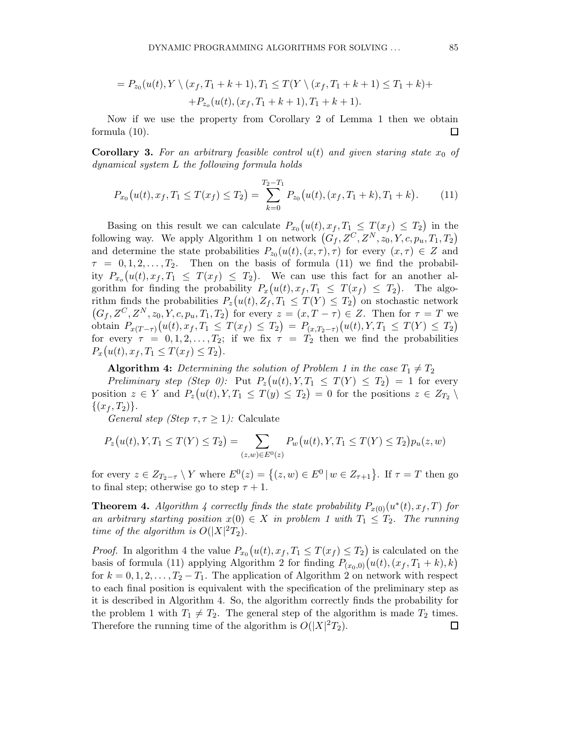$$= P_{z_0}(u(t), Y \setminus (x_f, T_1 + k + 1), T_1 \leq T(Y \setminus (x_f, T_1 + k + 1) \leq T_1 + k) +$$

$$+ P_{z_o}(u(t), (x_f, T_1 + k + 1), T_1 + k + 1).$$

Now if we use the property from Corollary 2 of Lemma 1 then we obtain formula (10). □

**Corollary 3.** *For an arbitrary feasible control $u(t)$ and given staring state $x_0$ of dynamical system $L$ the following formula holds*

$$P_{x_0}\big(u(t), x_f, T_1 \leq T(x_f) \leq T_2\big) = \sum_{k=0}^{T_2 - T_1} P_{z_0}\big(u(t), (x_f, T_1 + k), T_1 + k\big). \qquad (11)$$

Basing on this result we can calculate $P_{x_0}\big(u(t), x_f, T_1 \leq T(x_f) \leq T_2\big)$ in the following way. We apply Algorithm 1 on network $\big(G_f, Z^C, Z^N, z_0, Y, c, p_u, T_1, T_2\big)$ and determine the state probabilities $P_{z_0}(u(t), (x, \tau), \tau)$ for every $(x, \tau) \in Z$ and $\tau = 0, 1, 2, \ldots, T_2$. Then on the basis of formula (11) we find the probability $P_{x_o}\big(u(t), x_f, T_1 \leq T(x_f) \leq T_2\big)$. We can use this fact for an another algorithm for finding the probability $P_x\big(u(t), x_f, T_1 \leq T(x_f) \leq T_2\big)$. The algorithm finds the probabilities $P_z\big(u(t), Z_f, T_1 \leq T(Y) \leq T_2\big)$ on stochastic network $\big(G_f, Z^C, Z^N, z_0, Y, c, p_u, T_1, T_2\big)$ for every $z = (x, T - \tau) \in Z$. Then for $\tau = T$ we obtain $P_{x(T-\tau)}\big(u(t), x_f, T_1 \leq T(x_f) \leq T_2\big) = P_{(x, T_2 - \tau)}\big(u(t), Y, T_1 \leq T(Y) \leq T_2\big)$ for every $\tau = 0, 1, 2, \ldots, T_2$; if we fix $\tau = T_2$ then we find the probabilities $P_x\big(u(t), x_f, T_1 \leq T(x_f) \leq T_2\big)$.

**Algorithm 4:** *Determining the solution of Problem 1 in the case $T_1 \neq T_2$*

*Preliminary step (Step 0):* Put $P_z\big(u(t), Y, T_1 \leq T(Y) \leq T_2\big) = 1$ for every position $z \in Y$ and $P_z\big(u(t), Y, T_1 \leq T(y) \leq T_2\big) = 0$ for the positions $z \in Z_{T_2} \setminus \{(x_f, T_2)\}$.

*General step (Step $\tau, \tau \geq 1$):* Calculate

$$P_z\big(u(t), Y, T_1 \leq T(Y) \leq T_2\big) = \sum_{(z,w) \in E^0(z)} P_w\big(u(t), Y, T_1 \leq T(Y) \leq T_2\big) p_u(z, w)$$

for every $z \in Z_{T_2 - \tau} \setminus Y$ where $E^0(z) = \big\{(z, w) \in E^0 \,|\, w \in Z_{\tau+1}\big\}$. If $\tau = T$ then go to final step; otherwise go to step $\tau + 1$.

**Theorem 4.** *Algorithm 4 correctly finds the state probability $P_{x(0)}(u^*(t), x_f, T)$ for an arbitrary starting position $x(0) \in X$ in problem 1 with $T_1 \leq T_2$. The running time of the algorithm is $O(|X|^2 T_2)$.*

*Proof.* In algorithm 4 the value $P_{x_0}\big(u(t), x_f, T_1 \leq T(x_f) \leq T_2\big)$ is calculated on the basis of formula (11) applying Algorithm 2 for finding $P_{(x_0, 0)}\big(u(t), (x_f, T_1 + k), k\big)$ for $k = 0, 1, 2, \ldots, T_2 - T_1$. The application of Algorithm 2 on network with respect to each final position is equivalent with the specification of the preliminary step as it is described in Algorithm 4. So, the algorithm correctly finds the probability for the problem 1 with $T_1 \neq T_2$. The general step of the algorithm is made $T_2$ times. Therefore the running time of the algorithm is $O(|X|^2 T_2)$. □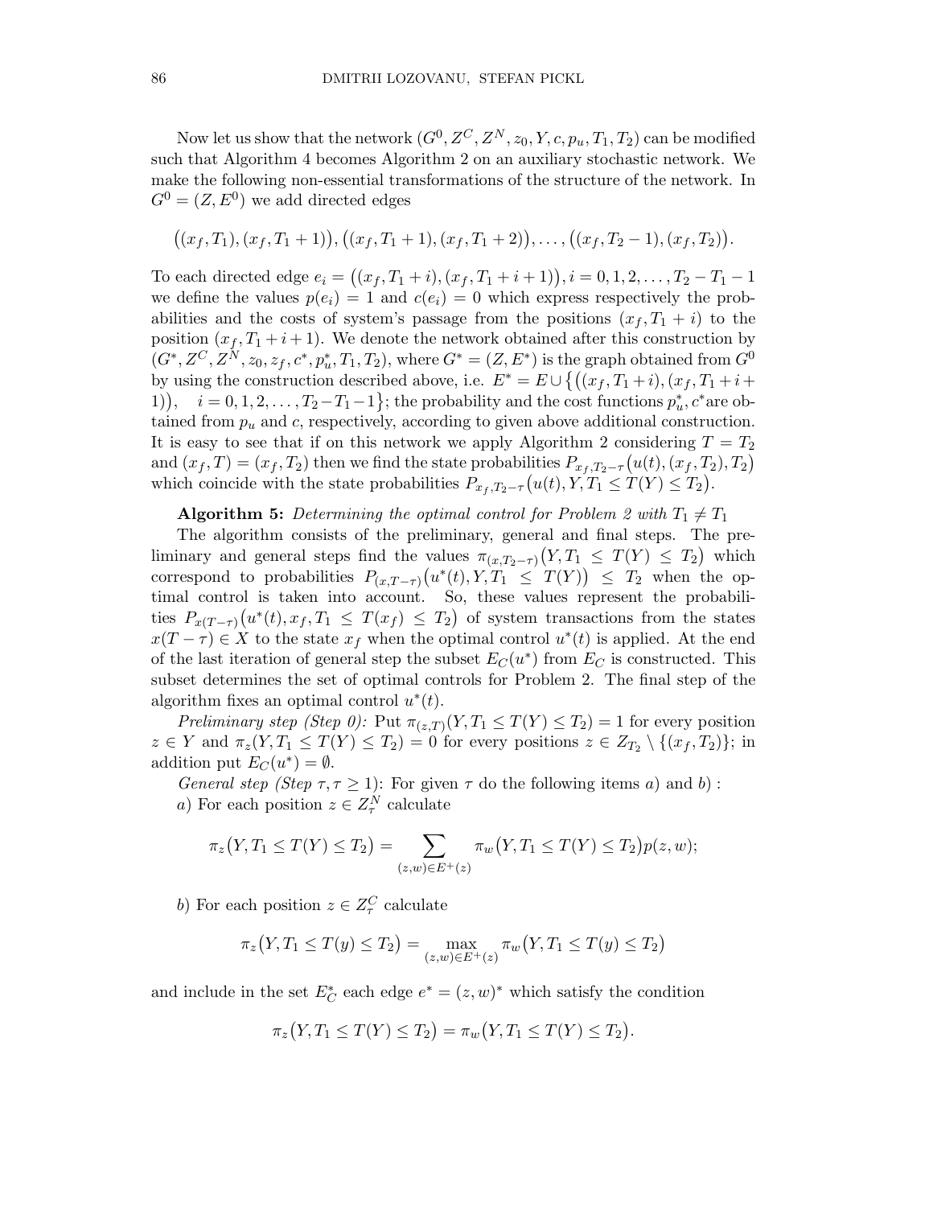Now let us show that the network $(G^0, Z^C, Z^N, z_0, Y, c, p_u, T_1, T_2)$ can be modified such that Algorithm 4 becomes Algorithm 2 on an auxiliary stochastic network. We make the following non-essential transformations of the structure of the network. In $G^0 = (Z, E^0)$ we add directed edges

$$\big((x_f, T_1), (x_f, T_1 + 1)\big), \big((x_f, T_1 + 1), (x_f, T_1 + 2)\big), \dots, \big((x_f, T_2 - 1), (x_f, T_2)\big).$$

To each directed edge $e_i = \big((x_f, T_1 + i), (x_f, T_1 + i + 1)\big), i = 0, 1, 2, \dots, T_2 - T_1 - 1$ we define the values $p(e_i) = 1$ and $c(e_i) = 0$ which express respectively the probabilities and the costs of system's passage from the positions $(x_f, T_1 + i)$ to the position $(x_f, T_1 + i + 1)$. We denote the network obtained after this construction by $(G^*, Z^C, Z^N, z_0, z_f, c^*, p_u^*, T_1, T_2)$, where $G^* = (Z, E^*)$ is the graph obtained from $G^0$ by using the construction described above, i.e. $E^* = E \cup \big\{\big((x_f, T_1 + i), (x_f, T_1 + i + 1)\big), \quad i = 0, 1, 2, \dots, T_2 - T_1 - 1\big\}$; the probability and the cost functions $p_u^*, c^*$are obtained from $p_u$ and $c$, respectively, according to given above additional construction. It is easy to see that if on this network we apply Algorithm 2 considering $T = T_2$ and $(x_f, T) = (x_f, T_2)$ then we find the state probabilities $P_{x_f, T_2 - \tau}\big(u(t), (x_f, T_2), T_2\big)$ which coincide with the state probabilities $P_{x_f, T_2 - \tau}\big(u(t), Y, T_1 \le T(Y) \le T_2\big)$.

**Algorithm 5:** *Determining the optimal control for Problem 2 with $T_1 \ne T_1$*

The algorithm consists of the preliminary, general and final steps. The preliminary and general steps find the values $\pi_{(x, T_2 - \tau)}\big(Y, T_1 \le T(Y) \le T_2\big)$ which correspond to probabilities $P_{(x, T - \tau)}\big(u^*(t), Y, T_1 \le T(Y)\big) \le T_2$ when the optimal control is taken into account. So, these values represent the probabilities $P_{x(T - \tau)}\big(u^*(t), x_f, T_1 \le T(x_f) \le T_2\big)$ of system transactions from the states $x(T - \tau) \in X$ to the state $x_f$ when the optimal control $u^*(t)$ is applied. At the end of the last iteration of general step the subset $E_C(u^*)$ from $E_C$ is constructed. This subset determines the set of optimal controls for Problem 2. The final step of the algorithm fixes an optimal control $u^*(t)$.

*Preliminary step (Step 0):* Put $\pi_{(z, T)}(Y, T_1 \le T(Y) \le T_2) = 1$ for every position $z \in Y$ and $\pi_z(Y, T_1 \le T(Y) \le T_2) = 0$ for every positions $z \in Z_{T_2} \setminus \{(x_f, T_2)\}$; in addition put $E_C(u^*) = \emptyset$.

*General step (Step $\tau, \tau \ge 1$):* For given $\tau$ do the following items $a)$ and $b)$ :

$a)$ For each position $z \in Z_\tau^N$ calculate

$$\pi_z\big(Y, T_1 \le T(Y) \le T_2\big) = \sum_{(z,w) \in E^+(z)} \pi_w\big(Y, T_1 \le T(Y) \le T_2\big) p(z, w);$$

$b)$ For each position $z \in Z_\tau^C$ calculate

$$\pi_z\big(Y, T_1 \le T(y) \le T_2\big) = \max_{(z,w) \in E^+(z)} \pi_w\big(Y, T_1 \le T(y) \le T_2\big)$$

and include in the set $E_C^*$ each edge $e^* = (z, w)^*$ which satisfy the condition

$$\pi_z\big(Y, T_1 \le T(Y) \le T_2\big) = \pi_w\big(Y, T_1 \le T(Y) \le T_2\big).$$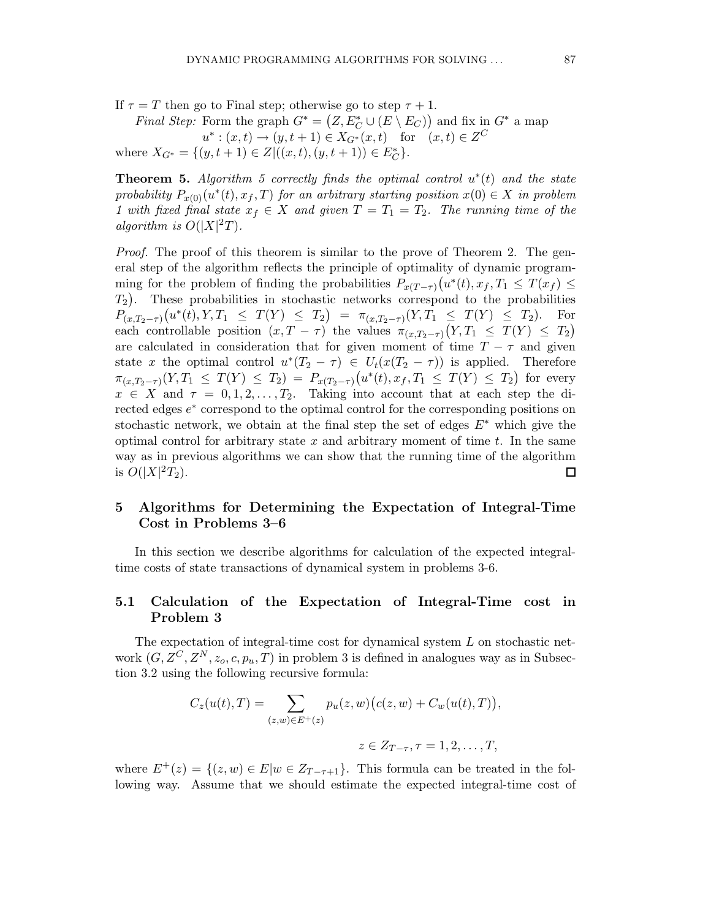If $\tau = T$ then go to Final step; otherwise go to step $\tau + 1$.

*Final Step:* Form the graph $G^* = \big(Z, E_C^* \cup (E \setminus E_C)\big)$ and fix in $G^*$ a map

$$u^* : (x,t) \to (y, t+1) \in X_{G^*}(x,t) \quad \text{for} \quad (x,t) \in Z^C$$

where $X_{G^*} = \{(y, t+1) \in Z | ((x,t),(y,t+1)) \in E_C^*\}$.

**Theorem 5.** *Algorithm 5 correctly finds the optimal control $u^*(t)$ and the state probability $P_{x(0)}(u^*(t), x_f, T)$ for an arbitrary starting position $x(0) \in X$ in problem 1 with fixed final state $x_f \in X$ and given $T = T_1 = T_2$. The running time of the algorithm is $O(|X|^2 T)$.*

*Proof.* The proof of this theorem is similar to the prove of Theorem 2. The general step of the algorithm reflects the principle of optimality of dynamic programming for the problem of finding the probabilities $P_{x(T-\tau)}\big(u^*(t), x_f, T_1 \leq T(x_f) \leq T_2\big)$. These probabilities in stochastic networks correspond to the probabilities $P_{(x, T_2-\tau)}\big(u^*(t), Y, T_1 \leq T(Y) \leq T_2\big) = \pi_{(x, T_2-\tau)}(Y, T_1 \leq T(Y) \leq T_2)$. For each controllable position $(x, T-\tau)$ the values $\pi_{(x,T_2-\tau)}\big(Y, T_1 \leq T(Y) \leq T_2\big)$ are calculated in consideration that for given moment of time $T - \tau$ and given state $x$ the optimal control $u^*(T_2 - \tau) \in U_t(x(T_2 - \tau))$ is applied. Therefore $\pi_{(x,T_2-\tau)}(Y, T_1 \leq T(Y) \leq T_2) = P_{x(T_2-\tau)}\big(u^*(t), x_f, T_1 \leq T(Y) \leq T_2\big)$ for every $x \in X$ and $\tau = 0, 1, 2, \ldots, T_2$. Taking into account that at each step the directed edges $e^*$ correspond to the optimal control for the corresponding positions on stochastic network, we obtain at the final step the set of edges $E^*$ which give the optimal control for arbitrary state $x$ and arbitrary moment of time $t$. In the same way as in previous algorithms we can show that the running time of the algorithm is $O(|X|^2 T_2)$. $\square$

## 5 Algorithms for Determining the Expectation of Integral-Time Cost in Problems 3–6

In this section we describe algorithms for calculation of the expected integral-time costs of state transactions of dynamical system in problems 3-6.

### 5.1 Calculation of the Expectation of Integral-Time cost in Problem 3

The expectation of integral-time cost for dynamical system $L$ on stochastic network $(G, Z^C, Z^N, z_o, c, p_u, T)$ in problem 3 is defined in analogues way as in Subsection 3.2 using the following recursive formula:

$$C_z(u(t), T) = \sum_{(z,w) \in E^+(z)} p_u(z,w)\big(c(z,w) + C_w(u(t), T)\big),$$

$$z \in Z_{T-\tau}, \tau = 1, 2, \ldots, T,$$

where $E^+(z) = \{(z,w) \in E | w \in Z_{T-\tau+1}\}$. This formula can be treated in the following way. Assume that we should estimate the expected integral-time cost of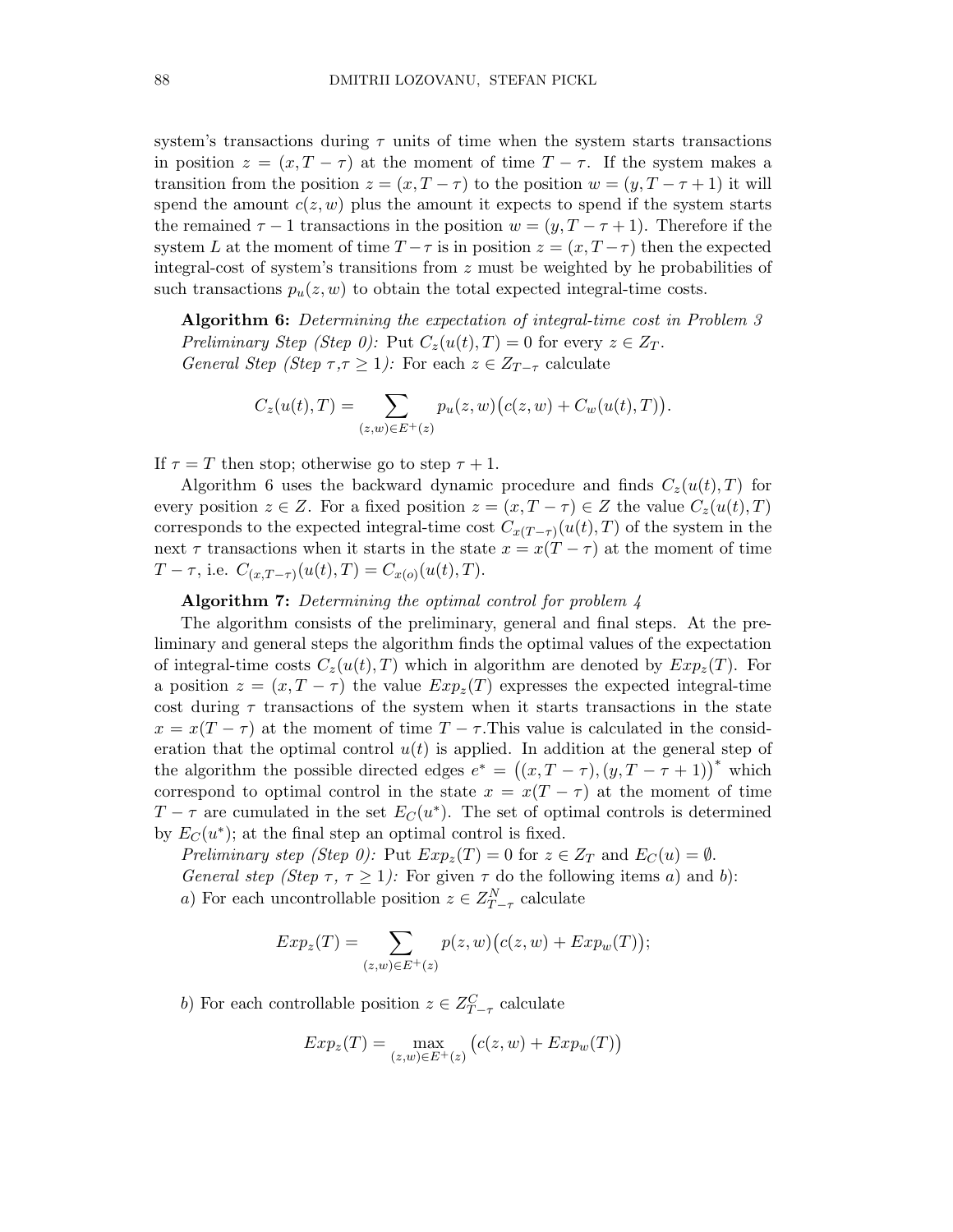system's transactions during $\tau$ units of time when the system starts transactions in position $z = (x, T - \tau)$ at the moment of time $T - \tau$. If the system makes a transition from the position $z = (x, T - \tau)$ to the position $w = (y, T - \tau + 1)$ it will spend the amount $c(z, w)$ plus the amount it expects to spend if the system starts the remained $\tau - 1$ transactions in the position $w = (y, T - \tau + 1)$. Therefore if the system $L$ at the moment of time $T - \tau$ is in position $z = (x, T - \tau)$ then the expected integral-cost of system's transitions from $z$ must be weighted by he probabilities of such transactions $p_u(z, w)$ to obtain the total expected integral-time costs.

**Algorithm 6:** *Determining the expectation of integral-time cost in Problem 3*
*Preliminary Step (Step 0):* Put $C_z(u(t), T) = 0$ for every $z \in Z_T$.
*General Step (Step $\tau$,$\tau \geq 1$):* For each $z \in Z_{T-\tau}$ calculate

$$C_z(u(t), T) = \sum_{(z,w) \in E^+(z)} p_u(z, w)\big(c(z, w) + C_w(u(t), T)\big).$$

If $\tau = T$ then stop; otherwise go to step $\tau + 1$.

Algorithm 6 uses the backward dynamic procedure and finds $C_z(u(t), T)$ for every position $z \in Z$. For a fixed position $z = (x, T - \tau) \in Z$ the value $C_z(u(t), T)$ corresponds to the expected integral-time cost $C_{x(T-\tau)}(u(t), T)$ of the system in the next $\tau$ transactions when it starts in the state $x = x(T - \tau)$ at the moment of time $T - \tau$, i.e. $C_{(x,T-\tau)}(u(t), T) = C_{x(o)}(u(t), T)$.

**Algorithm 7:** *Determining the optimal control for problem 4*

The algorithm consists of the preliminary, general and final steps. At the preliminary and general steps the algorithm finds the optimal values of the expectation of integral-time costs $C_z(u(t), T)$ which in algorithm are denoted by $Exp_z(T)$. For a position $z = (x, T - \tau)$ the value $Exp_z(T)$ expresses the expected integral-time cost during $\tau$ transactions of the system when it starts transactions in the state $x = x(T - \tau)$ at the moment of time $T - \tau$.This value is calculated in the consideration that the optimal control $u(t)$ is applied. In addition at the general step of the algorithm the possible directed edges $e^* = \big((x, T - \tau), (y, T - \tau + 1)\big)^*$ which correspond to optimal control in the state $x = x(T - \tau)$ at the moment of time $T - \tau$ are cumulated in the set $E_C(u^*)$. The set of optimal controls is determined by $E_C(u^*)$; at the final step an optimal control is fixed.

*Preliminary step (Step 0):* Put $Exp_z(T) = 0$ for $z \in Z_T$ and $E_C(u) = \emptyset$.
*General step (Step $\tau$, $\tau \geq 1$):* For given $\tau$ do the following items $a$) and $b$):
$a$) For each uncontrollable position $z \in Z^N_{T-\tau}$ calculate

$$Exp_z(T) = \sum_{(z,w) \in E^+(z)} p(z, w)\big(c(z, w) + Exp_w(T)\big);$$

$b$) For each controllable position $z \in Z^C_{T-\tau}$ calculate

$$Exp_z(T) = \max_{(z,w) \in E^+(z)} \big(c(z, w) + Exp_w(T)\big)$$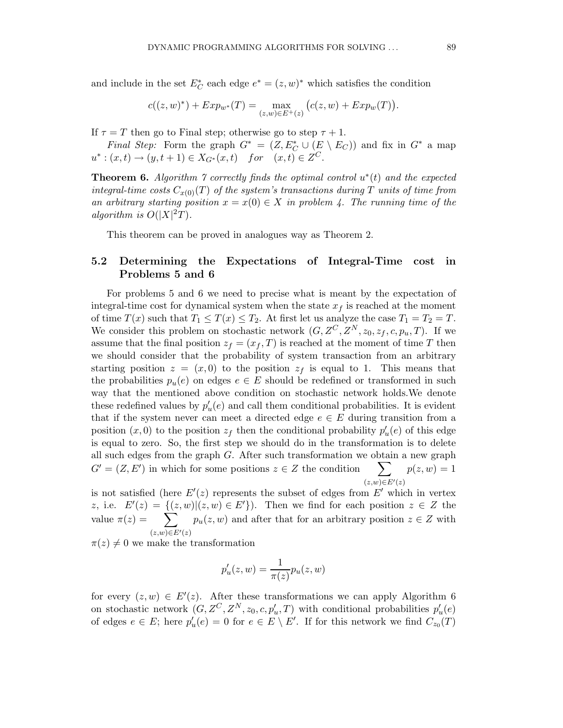and include in the set $E_C^*$ each edge $e^* = (z,w)^*$ which satisfies the condition

$$c((z,w)^*) + Exp_{w^*}(T) = \max_{(z,w)\in E^+(z)} \big(c(z,w) + Exp_w(T)\big).$$

If $\tau = T$ then go to Final step; otherwise go to step $\tau + 1$.

*Final Step:* Form the graph $G^* = (Z, E_C^* \cup (E \setminus E_C))$ and fix in $G^*$ a map $u^* : (x,t) \to (y, t+1) \in X_{G^*}(x,t) \quad for \quad (x,t) \in Z^C$.

**Theorem 6.** *Algorithm 7 correctly finds the optimal control $u^*(t)$ and the expected integral-time costs $C_{x(0)}(T)$ of the system's transactions during $T$ units of time from an arbitrary starting position $x = x(0) \in X$ in problem 4. The running time of the algorithm is $O(|X|^2T)$.*

This theorem can be proved in analogues way as Theorem 2.

## 5.2 Determining the Expectations of Integral-Time cost in Problems 5 and 6

For problems 5 and 6 we need to precise what is meant by the expectation of integral-time cost for dynamical system when the state $x_f$ is reached at the moment of time $T(x)$ such that $T_1 \le T(x) \le T_2$. At first let us analyze the case $T_1 = T_2 = T$. We consider this problem on stochastic network $(G, Z^C, Z^N, z_0, z_f, c, p_u, T)$. If we assume that the final position $z_f = (x_f, T)$ is reached at the moment of time $T$ then we should consider that the probability of system transaction from an arbitrary starting position $z = (x, 0)$ to the position $z_f$ is equal to 1. This means that the probabilities $p_u(e)$ on edges $e \in E$ should be redefined or transformed in such way that the mentioned above condition on stochastic network holds.We denote these redefined values by $p'_u(e)$ and call them conditional probabilities. It is evident that if the system never can meet a directed edge $e \in E$ during transition from a position $(x,0)$ to the position $z_f$ then the conditional probability $p'_u(e)$ of this edge is equal to zero. So, the first step we should do in the transformation is to delete all such edges from the graph $G$. After such transformation we obtain a new graph $G' = (Z, E')$ in which for some positions $z \in Z$ the condition $\sum_{(z,w)\in E'(z)} p(z,w) = 1$ is not satisfied (here $E'(z)$ represents the subset of edges from $E'$ which in vertex $z$, i.e. $E'(z) = \{(z,w) | (z,w) \in E'\}$). Then we find for each position $z \in Z$ the value $\pi(z) = \sum_{(z,w)\in E'(z)} p_u(z,w)$ and after that for an arbitrary position $z \in Z$ with $\pi(z) \ne 0$ we make the transformation

$$p'_u(z,w) = \frac{1}{\pi(z)} p_u(z,w)$$

for every $(z,w) \in E'(z)$. After these transformations we can apply Algorithm 6 on stochastic network $(G, Z^C, Z^N, z_0, c, p'_u, T)$ with conditional probabilities $p'_u(e)$ of edges $e \in E$; here $p'_u(e) = 0$ for $e \in E \setminus E'$. If for this network we find $C_{z_0}(T)$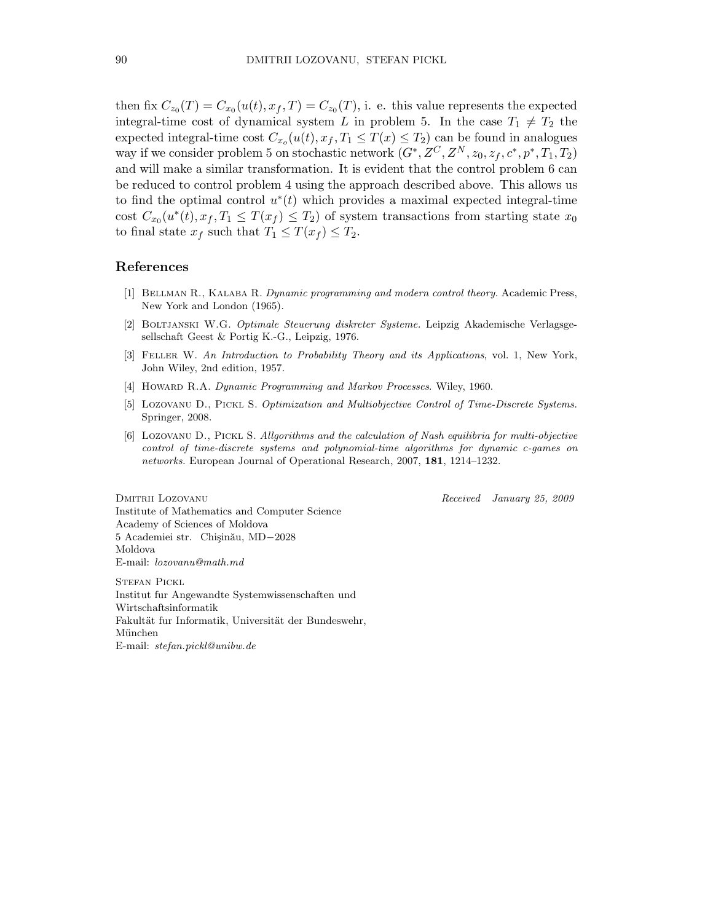then fix $C_{z_0}(T) = C_{x_0}(u(t), x_f, T) = C_{z_0}(T)$, i. e. this value represents the expected integral-time cost of dynamical system $L$ in problem 5. In the case $T_1 \neq T_2$ the expected integral-time cost $C_{x_o}(u(t), x_f, T_1 \leq T(x) \leq T_2)$ can be found in analogues way if we consider problem 5 on stochastic network $(G^*, Z^C, Z^N, z_0, z_f, c^*, p^*, T_1, T_2)$ and will make a similar transformation. It is evident that the control problem 6 can be reduced to control problem 4 using the approach described above. This allows us to find the optimal control $u^*(t)$ which provides a maximal expected integral-time cost $C_{x_0}(u^*(t), x_f, T_1 \leq T(x_f) \leq T_2)$ of system transactions from starting state $x_0$ to final state $x_f$ such that $T_1 \leq T(x_f) \leq T_2$.

## References

[1] Bellman R., Kalaba R. *Dynamic programming and modern control theory.* Academic Press, New York and London (1965).

[2] Boltjanski W.G. *Optimale Steuerung diskreter Systeme.* Leipzig Akademische Verlagsgesellschaft Geest & Portig K.-G., Leipzig, 1976.

[3] Feller W. *An Introduction to Probability Theory and its Applications*, vol. 1, New York, John Wiley, 2nd edition, 1957.

[4] Howard R.A. *Dynamic Programming and Markov Processes.* Wiley, 1960.

[5] Lozovanu D., Pickl S. *Optimization and Multiobjective Control of Time-Discrete Systems.* Springer, 2008.

[6] Lozovanu D., Pickl S. *Allgorithms and the calculation of Nash equilibria for multi-objective control of time-discrete systems and polynomial-time algorithms for dynamic c-games on networks.* European Journal of Operational Research, 2007, **181**, 1214–1232.

Dmitrii Lozovanu
Institute of Mathematics and Computer Science
Academy of Sciences of Moldova
5 Academiei str. Chişinău, MD−2028
Moldova
E-mail: *lozovanu@math.md*

*Received January 25, 2009*

Stefan Pickl
Institut fur Angewandte Systemwissenschaften und Wirtschaftsinformatik
Fakultät fur Informatik, Universität der Bundeswehr, München
E-mail: *stefan.pickl@unibw.de*